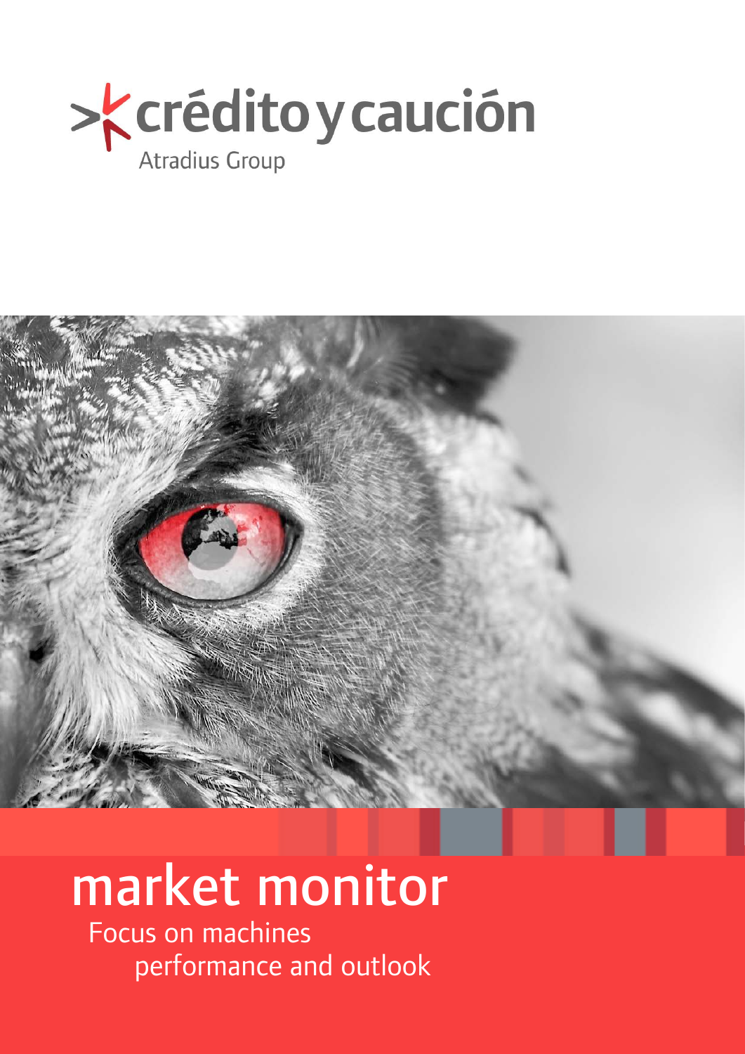crédito y caución

Atradius Group

# market monitor

Focus on machines performance and outlook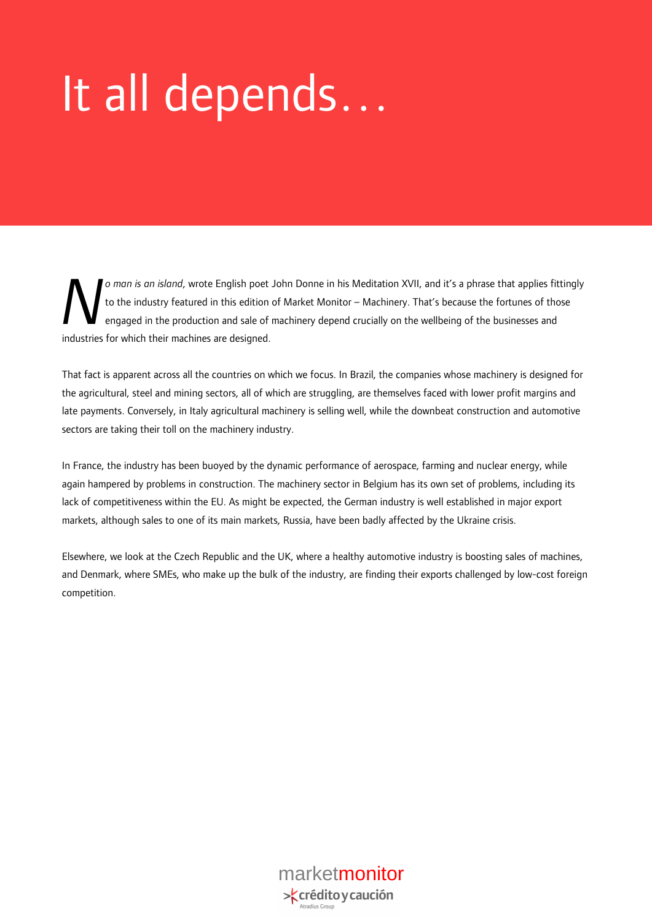# It all depends…

*No man is an island*, wrote English poet John Donne in his Meditation XVII, and it's a phrase that applies fittingly to the industry featured in this edition of Market Monitor – Machinery. That's because the fortunes of those engaged in the production and sale of machinery depend crucially on the wellbeing of the businesses and industries for which their machines are designed.

That fact is apparent across all the countries on which we focus. In Brazil, the companies whose machinery is designed for the agricultural, steel and mining sectors, all of which are struggling, are themselves faced with lower profit margins and late payments. Conversely, in Italy agricultural machinery is selling well, while the downbeat construction and automotive sectors are taking their toll on the machinery industry.

In France, the industry has been buoyed by the dynamic performance of aerospace, farming and nuclear energy, while again hampered by problems in construction. The machinery sector in Belgium has its own set of problems, including its lack of competitiveness within the EU. As might be expected, the German industry is well established in major export markets, although sales to one of its main markets, Russia, have been badly affected by the Ukraine crisis.

Elsewhere, we look at the Czech Republic and the UK, where a healthy automotive industry is boosting sales of machines, and Denmark, where SMEs, who make up the bulk of the industry, are finding their exports challenged by low-cost foreign competition.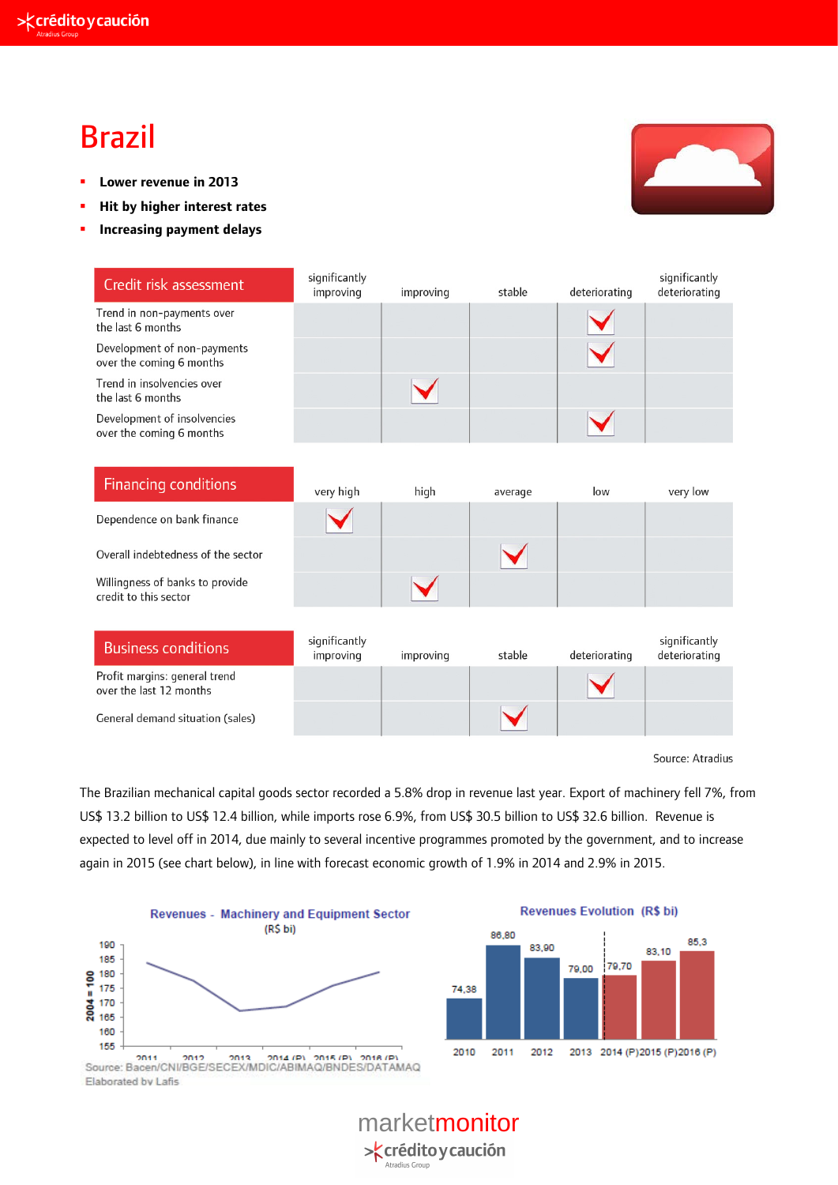# Brazil

- **Lower revenue in 2013**
- **Hit by higher interest rates**
- **Increasing payment delays**

| Credit risk assessment | significantly improving | improving | stable | deteriorating | significantly deteriorating |
|---|---|---|---|---|---|
| Trend in non-payments over the last 6 months | | | | ✓ | |
| Development of non-payments over the coming 6 months | | | | ✓ | |
| Trend in insolvencies over the last 6 months | | ✓ | | | |
| Development of insolvencies over the coming 6 months | | | | ✓ | |

| Financing conditions | very high | high | average | low | very low |
|---|---|---|---|---|---|
| Dependence on bank finance | ✓ | | | | |
| Overall indebtedness of the sector | | | ✓ | | |
| Willingness of banks to provide credit to this sector | | ✓ | | | |

| Business conditions | significantly improving | improving | stable | deteriorating | significantly deteriorating |
|---|---|---|---|---|---|
| Profit margins: general trend over the last 12 months | | | | ✓ | |
| General demand situation (sales) | | | ✓ | | |

Source: Atradius

The Brazilian mechanical capital goods sector recorded a 5.8% drop in revenue last year. Export of machinery fell 7%, from US$ 13.2 billion to US$ 12.4 billion, while imports rose 6.9%, from US$ 30.5 billion to US$ 32.6 billion. Revenue is expected to level off in 2014, due mainly to several incentive programmes promoted by the government, and to increase again in 2015 (see chart below), in line with forecast economic growth of 1.9% in 2014 and 2.9% in 2015.

**Revenues - Machinery and Equipment Sector** (R$ bi)

2004 = 100

Source: Bacen/CNI/BGE/SECEX/MDIC/ABIMAQ/BNDES/DATAMAQ
Elaborated by Lafis

**Revenues Evolution (R$ bi)**

| 2010 | 2011 | 2012 | 2013 | 2014 (P) | 2015 (P) | 2016 (P) |
|---|---|---|---|---|---|---|
| 74,38 | 86,80 | 83,90 | 79,00 | 79,70 | 83,10 | 85,3 |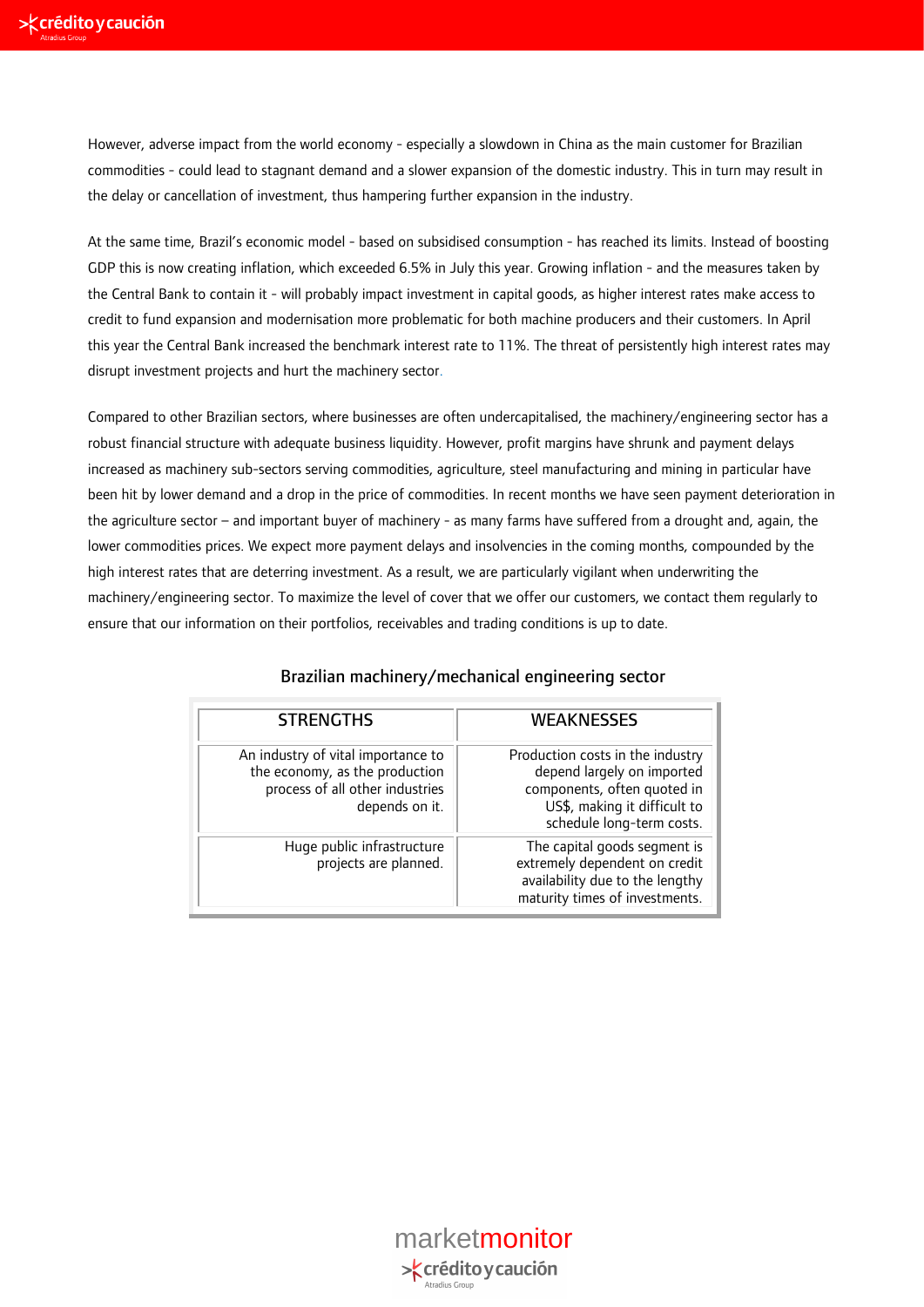However, adverse impact from the world economy - especially a slowdown in China as the main customer for Brazilian commodities - could lead to stagnant demand and a slower expansion of the domestic industry. This in turn may result in the delay or cancellation of investment, thus hampering further expansion in the industry.

At the same time, Brazil's economic model - based on subsidised consumption - has reached its limits. Instead of boosting GDP this is now creating inflation, which exceeded 6.5% in July this year. Growing inflation - and the measures taken by the Central Bank to contain it - will probably impact investment in capital goods, as higher interest rates make access to credit to fund expansion and modernisation more problematic for both machine producers and their customers. In April this year the Central Bank increased the benchmark interest rate to 11%. The threat of persistently high interest rates may disrupt investment projects and hurt the machinery sector.

Compared to other Brazilian sectors, where businesses are often undercapitalised, the machinery/engineering sector has a robust financial structure with adequate business liquidity. However, profit margins have shrunk and payment delays increased as machinery sub-sectors serving commodities, agriculture, steel manufacturing and mining in particular have been hit by lower demand and a drop in the price of commodities. In recent months we have seen payment deterioration in the agriculture sector – and important buyer of machinery - as many farms have suffered from a drought and, again, the lower commodities prices. We expect more payment delays and insolvencies in the coming months, compounded by the high interest rates that are deterring investment. As a result, we are particularly vigilant when underwriting the machinery/engineering sector. To maximize the level of cover that we offer our customers, we contact them regularly to ensure that our information on their portfolios, receivables and trading conditions is up to date.

Brazilian machinery/mechanical engineering sector

| STRENGTHS | WEAKNESSES |
|---|---|
| An industry of vital importance to the economy, as the production process of all other industries depends on it. | Production costs in the industry depend largely on imported components, often quoted in US$, making it difficult to schedule long-term costs. |
| Huge public infrastructure projects are planned. | The capital goods segment is extremely dependent on credit availability due to the lengthy maturity times of investments. |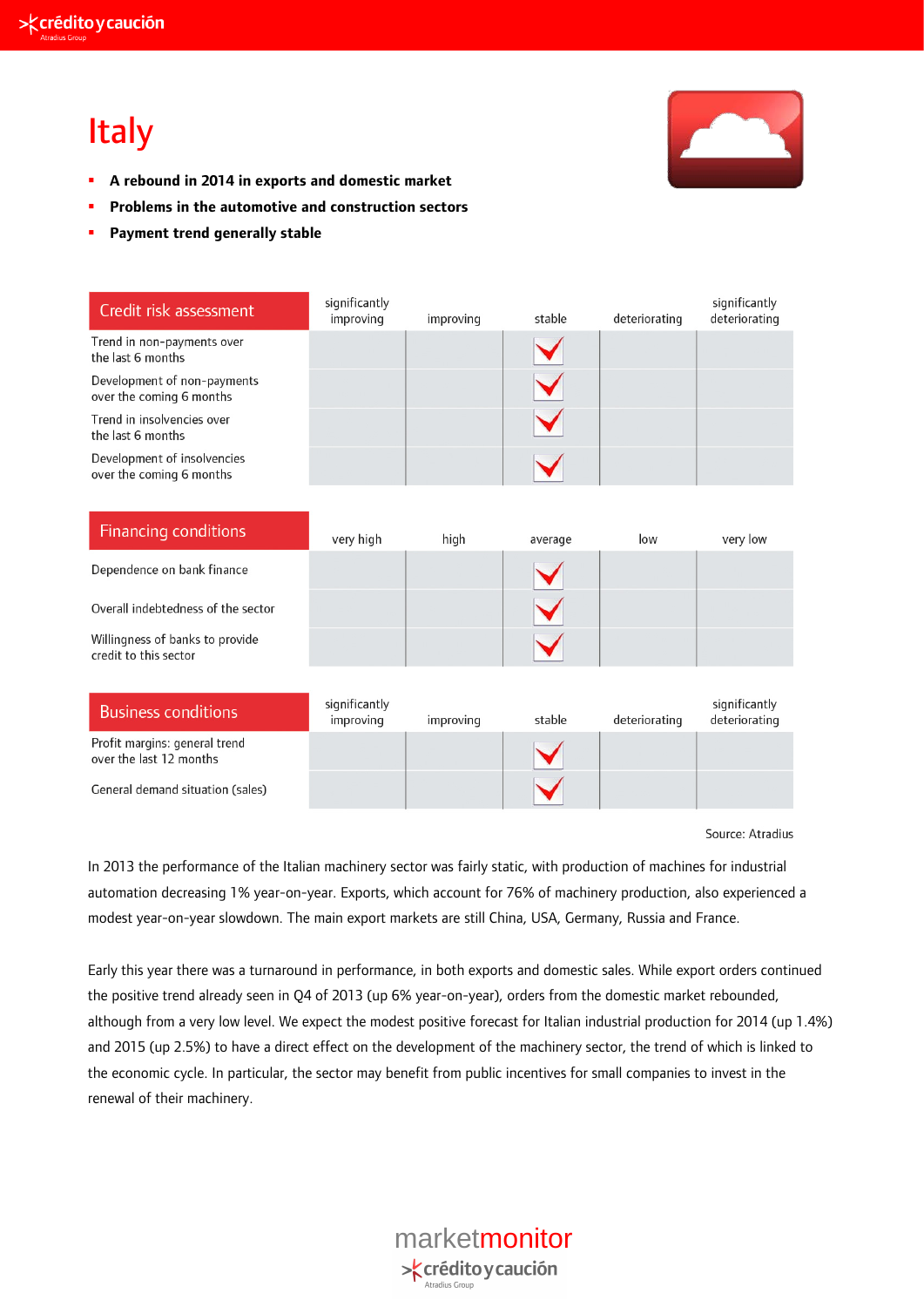# Italy

- **A rebound in 2014 in exports and domestic market**
- **Problems in the automotive and construction sectors**
- **Payment trend generally stable**

| Credit risk assessment | significantly improving | improving | stable | deteriorating | significantly deteriorating |
|---|---|---|---|---|---|
| Trend in non-payments over the last 6 months | | | ✓ | | |
| Development of non-payments over the coming 6 months | | | ✓ | | |
| Trend in insolvencies over the last 6 months | | | ✓ | | |
| Development of insolvencies over the coming 6 months | | | ✓ | | |

| Financing conditions | very high | high | average | low | very low |
|---|---|---|---|---|---|
| Dependence on bank finance | | | ✓ | | |
| Overall indebtedness of the sector | | | ✓ | | |
| Willingness of banks to provide credit to this sector | | | ✓ | | |

| Business conditions | significantly improving | improving | stable | deteriorating | significantly deteriorating |
|---|---|---|---|---|---|
| Profit margins: general trend over the last 12 months | | | ✓ | | |
| General demand situation (sales) | | | ✓ | | |

Source: Atradius

In 2013 the performance of the Italian machinery sector was fairly static, with production of machines for industrial automation decreasing 1% year-on-year. Exports, which account for 76% of machinery production, also experienced a modest year-on-year slowdown. The main export markets are still China, USA, Germany, Russia and France.

Early this year there was a turnaround in performance, in both exports and domestic sales. While export orders continued the positive trend already seen in Q4 of 2013 (up 6% year-on-year), orders from the domestic market rebounded, although from a very low level. We expect the modest positive forecast for Italian industrial production for 2014 (up 1.4%) and 2015 (up 2.5%) to have a direct effect on the development of the machinery sector, the trend of which is linked to the economic cycle. In particular, the sector may benefit from public incentives for small companies to invest in the renewal of their machinery.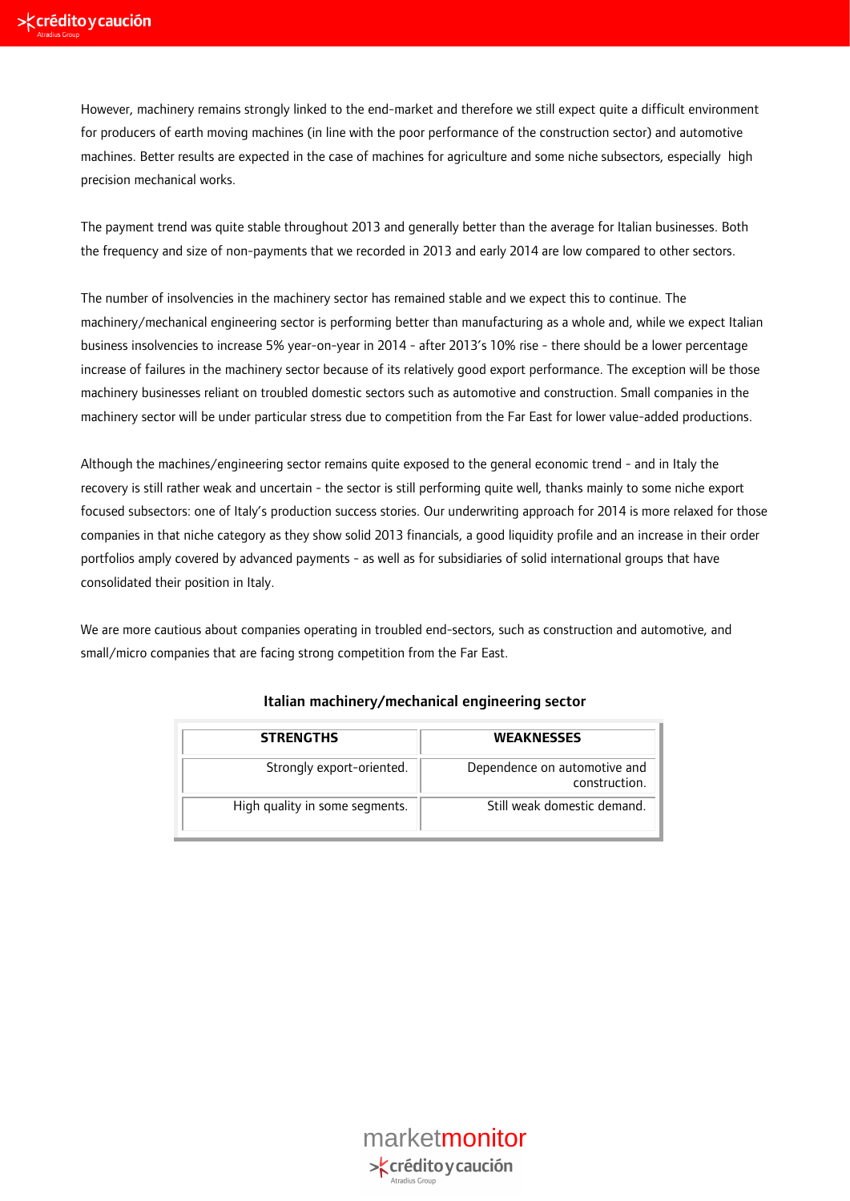However, machinery remains strongly linked to the end-market and therefore we still expect quite a difficult environment for producers of earth moving machines (in line with the poor performance of the construction sector) and automotive machines. Better results are expected in the case of machines for agriculture and some niche subsectors, especially high precision mechanical works.

The payment trend was quite stable throughout 2013 and generally better than the average for Italian businesses. Both the frequency and size of non-payments that we recorded in 2013 and early 2014 are low compared to other sectors.

The number of insolvencies in the machinery sector has remained stable and we expect this to continue. The machinery/mechanical engineering sector is performing better than manufacturing as a whole and, while we expect Italian business insolvencies to increase 5% year-on-year in 2014 - after 2013's 10% rise - there should be a lower percentage increase of failures in the machinery sector because of its relatively good export performance. The exception will be those machinery businesses reliant on troubled domestic sectors such as automotive and construction. Small companies in the machinery sector will be under particular stress due to competition from the Far East for lower value-added productions.

Although the machines/engineering sector remains quite exposed to the general economic trend - and in Italy the recovery is still rather weak and uncertain - the sector is still performing quite well, thanks mainly to some niche export focused subsectors: one of Italy's production success stories. Our underwriting approach for 2014 is more relaxed for those companies in that niche category as they show solid 2013 financials, a good liquidity profile and an increase in their order portfolios amply covered by advanced payments - as well as for subsidiaries of solid international groups that have consolidated their position in Italy.

We are more cautious about companies operating in troubled end-sectors, such as construction and automotive, and small/micro companies that are facing strong competition from the Far East.

**Italian machinery/mechanical engineering sector**

| STRENGTHS | WEAKNESSES |
|---|---|
| Strongly export-oriented. | Dependence on automotive and construction. |
| High quality in some segments. | Still weak domestic demand. |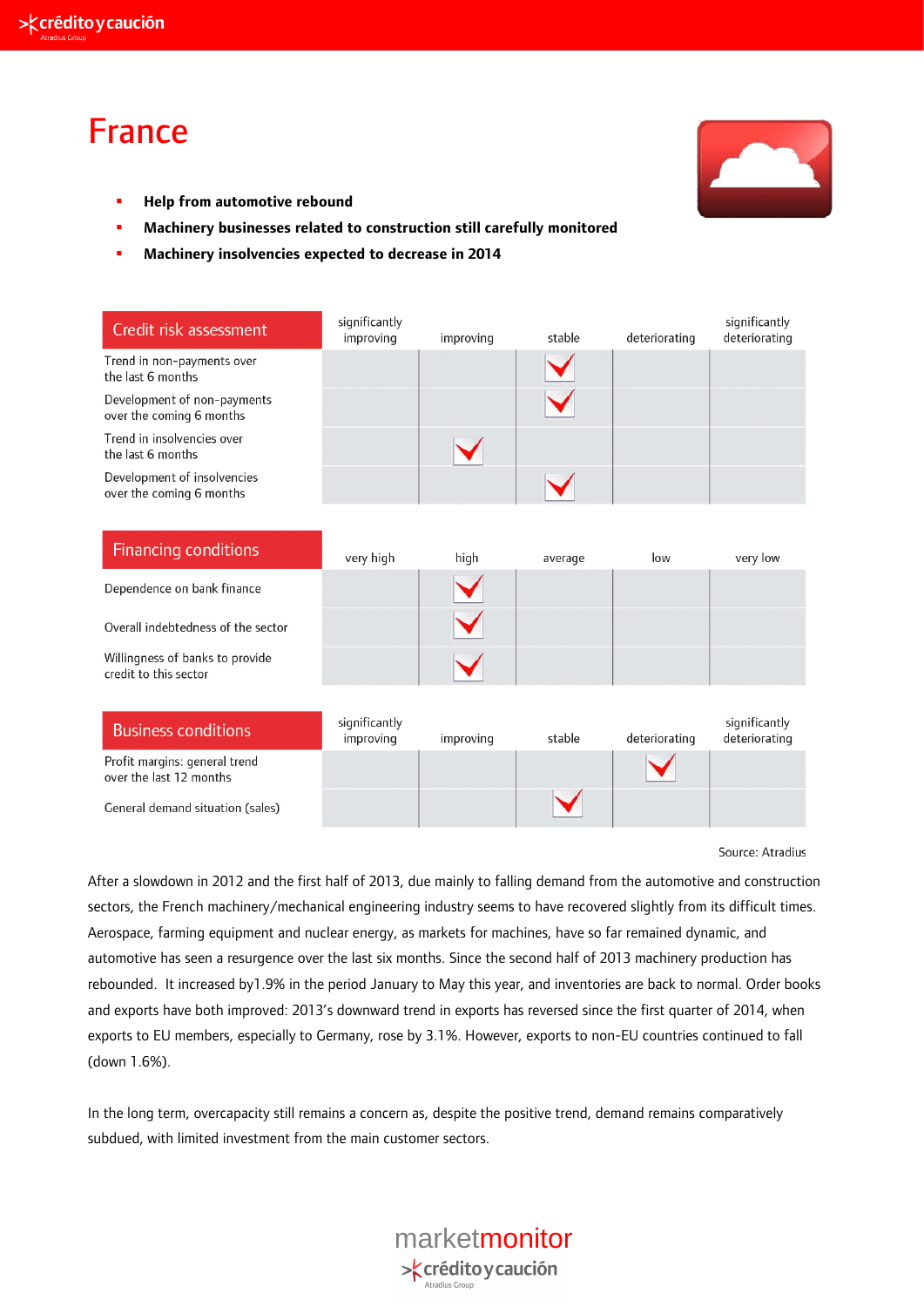# France

- **Help from automotive rebound**
- **Machinery businesses related to construction still carefully monitored**
- **Machinery insolvencies expected to decrease in 2014**

| Credit risk assessment | significantly improving | improving | stable | deteriorating | significantly deteriorating |
|---|---|---|---|---|---|
| Trend in non-payments over the last 6 months | | | ✓ | | |
| Development of non-payments over the coming 6 months | | | ✓ | | |
| Trend in insolvencies over the last 6 months | | ✓ | | | |
| Development of insolvencies over the coming 6 months | | | ✓ | | |

| Financing conditions | very high | high | average | low | very low |
|---|---|---|---|---|---|
| Dependence on bank finance | | ✓ | | | |
| Overall indebtedness of the sector | | ✓ | | | |
| Willingness of banks to provide credit to this sector | | ✓ | | | |

| Business conditions | significantly improving | improving | stable | deteriorating | significantly deteriorating |
|---|---|---|---|---|---|
| Profit margins: general trend over the last 12 months | | | | ✓ | |
| General demand situation (sales) | | | ✓ | | |

Source: Atradius

After a slowdown in 2012 and the first half of 2013, due mainly to falling demand from the automotive and construction sectors, the French machinery/mechanical engineering industry seems to have recovered slightly from its difficult times. Aerospace, farming equipment and nuclear energy, as markets for machines, have so far remained dynamic, and automotive has seen a resurgence over the last six months. Since the second half of 2013 machinery production has rebounded. It increased by1.9% in the period January to May this year, and inventories are back to normal. Order books and exports have both improved: 2013's downward trend in exports has reversed since the first quarter of 2014, when exports to EU members, especially to Germany, rose by 3.1%. However, exports to non-EU countries continued to fall (down 1.6%).

In the long term, overcapacity still remains a concern as, despite the positive trend, demand remains comparatively subdued, with limited investment from the main customer sectors.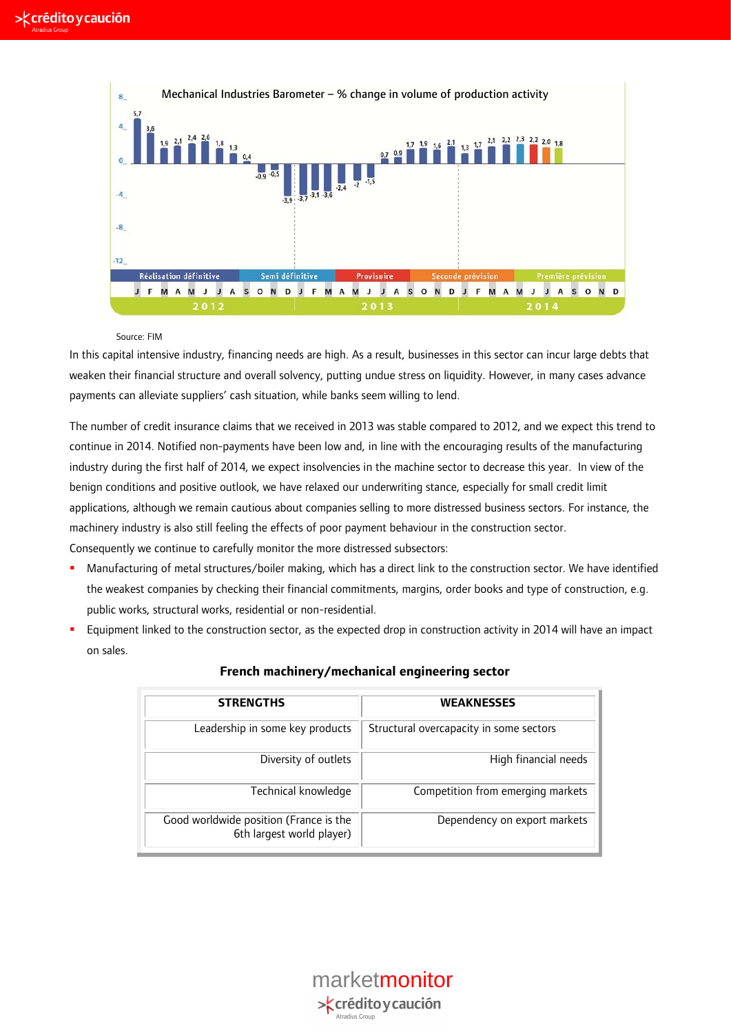Mechanical Industries Barometer – % change in volume of production activity

Source: FIM

In this capital intensive industry, financing needs are high. As a result, businesses in this sector can incur large debts that weaken their financial structure and overall solvency, putting undue stress on liquidity. However, in many cases advance payments can alleviate suppliers' cash situation, while banks seem willing to lend.

The number of credit insurance claims that we received in 2013 was stable compared to 2012, and we expect this trend to continue in 2014. Notified non-payments have been low and, in line with the encouraging results of the manufacturing industry during the first half of 2014, we expect insolvencies in the machine sector to decrease this year. In view of the benign conditions and positive outlook, we have relaxed our underwriting stance, especially for small credit limit applications, although we remain cautious about companies selling to more distressed business sectors. For instance, the machinery industry is also still feeling the effects of poor payment behaviour in the construction sector.
Consequently we continue to carefully monitor the more distressed subsectors:

- Manufacturing of metal structures/boiler making, which has a direct link to the construction sector. We have identified the weakest companies by checking their financial commitments, margins, order books and type of construction, e.g. public works, structural works, residential or non-residential.
- Equipment linked to the construction sector, as the expected drop in construction activity in 2014 will have an impact on sales.

**French machinery/mechanical engineering sector**

| STRENGTHS | WEAKNESSES |
|---|---|
| Leadership in some key products | Structural overcapacity in some sectors |
| Diversity of outlets | High financial needs |
| Technical knowledge | Competition from emerging markets |
| Good worldwide position (France is the 6th largest world player) | Dependency on export markets |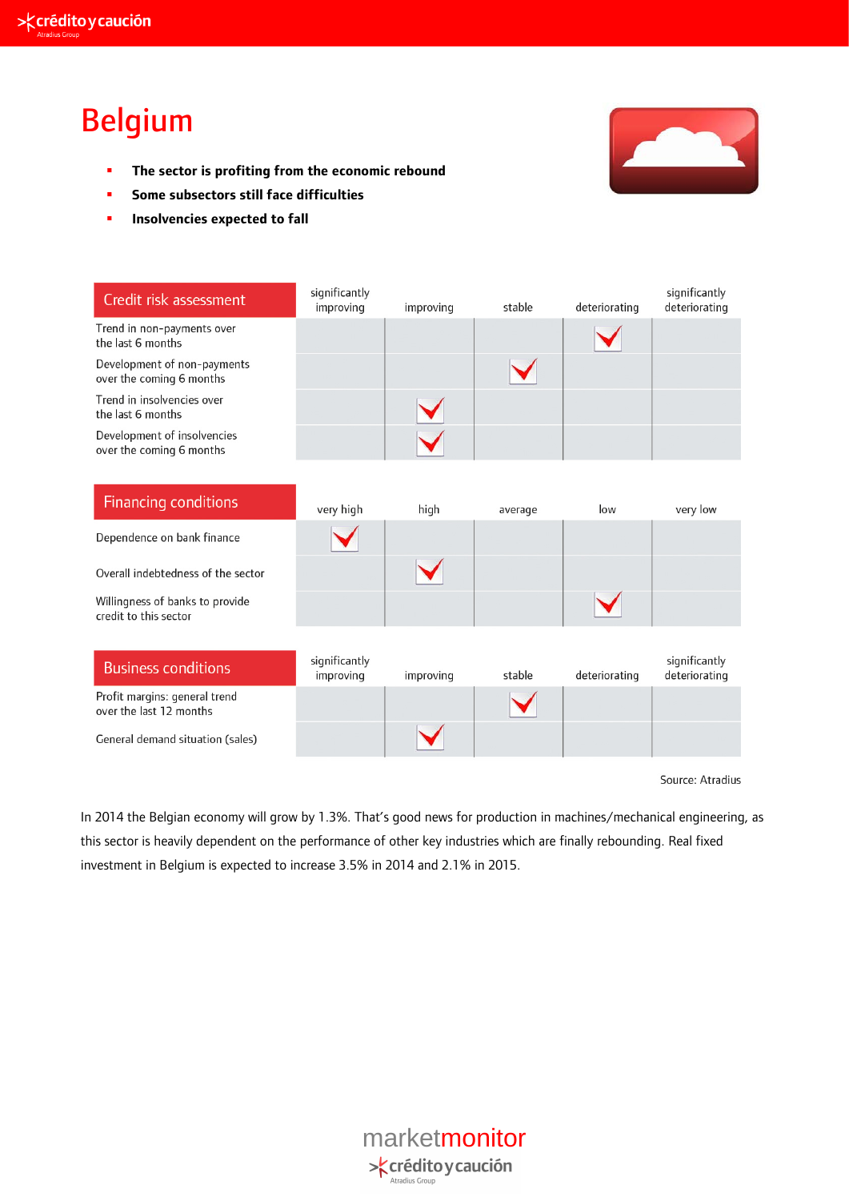# Belgium

- **The sector is profiting from the economic rebound**
- **Some subsectors still face difficulties**
- **Insolvencies expected to fall**

| Credit risk assessment | significantly improving | improving | stable | deteriorating | significantly deteriorating |
|---|---|---|---|---|---|
| Trend in non-payments over the last 6 months | | | | ✓ | |
| Development of non-payments over the coming 6 months | | | ✓ | | |
| Trend in insolvencies over the last 6 months | | ✓ | | | |
| Development of insolvencies over the coming 6 months | | ✓ | | | |

| Financing conditions | very high | high | average | low | very low |
|---|---|---|---|---|---|
| Dependence on bank finance | ✓ | | | | |
| Overall indebtedness of the sector | | ✓ | | | |
| Willingness of banks to provide credit to this sector | | | | ✓ | |

| Business conditions | significantly improving | improving | stable | deteriorating | significantly deteriorating |
|---|---|---|---|---|---|
| Profit margins: general trend over the last 12 months | | | ✓ | | |
| General demand situation (sales) | | ✓ | | | |

Source: Atradius

In 2014 the Belgian economy will grow by 1.3%. That's good news for production in machines/mechanical engineering, as this sector is heavily dependent on the performance of other key industries which are finally rebounding. Real fixed investment in Belgium is expected to increase 3.5% in 2014 and 2.1% in 2015.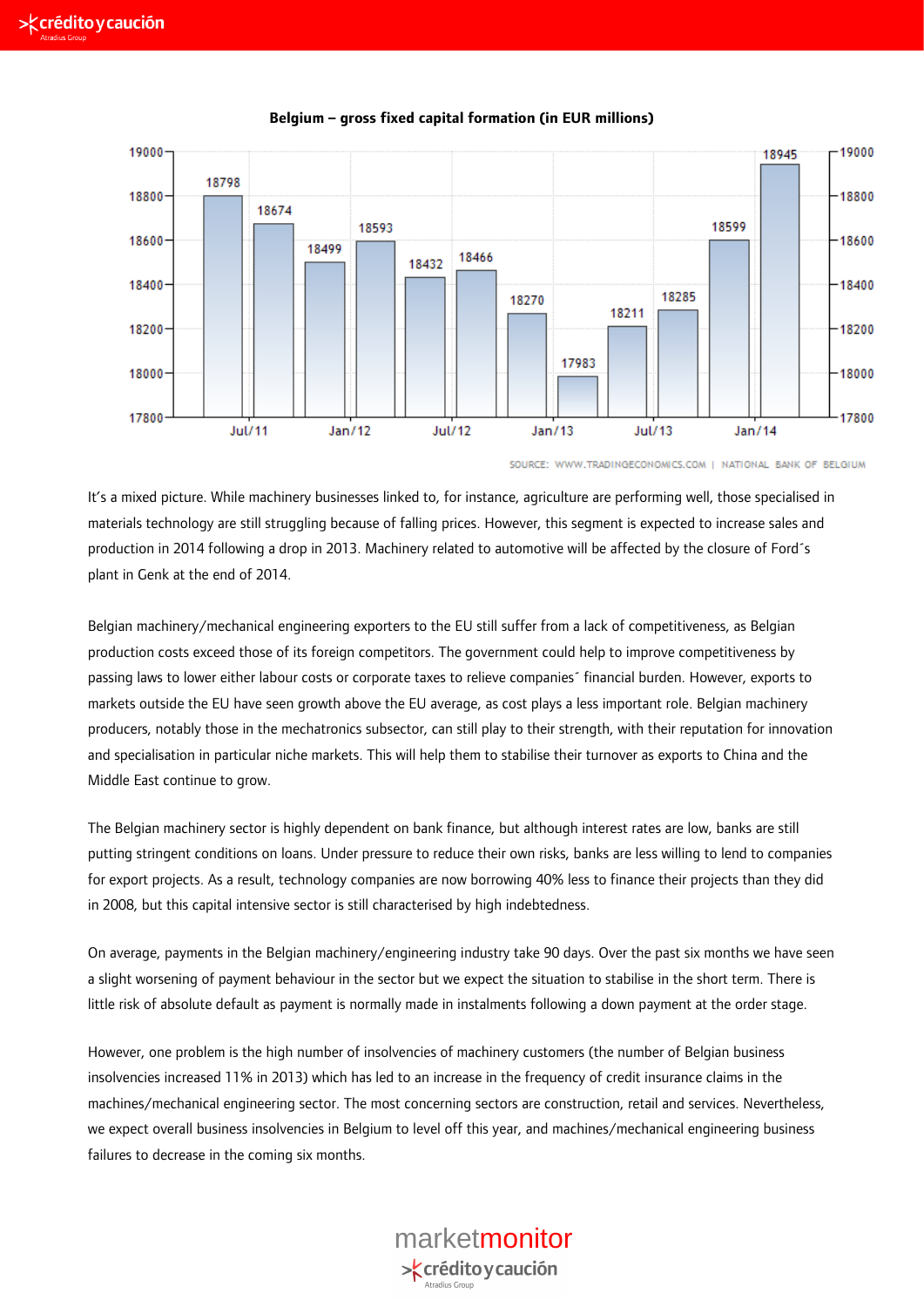**Belgium – gross fixed capital formation (in EUR millions)**

SOURCE: WWW.TRADINGECONOMICS.COM | NATIONAL BANK OF BELGIUM

It´s a mixed picture. While machinery businesses linked to, for instance, agriculture are performing well, those specialised in materials technology are still struggling because of falling prices. However, this segment is expected to increase sales and production in 2014 following a drop in 2013. Machinery related to automotive will be affected by the closure of Ford´s plant in Genk at the end of 2014.

Belgian machinery/mechanical engineering exporters to the EU still suffer from a lack of competitiveness, as Belgian production costs exceed those of its foreign competitors. The government could help to improve competitiveness by passing laws to lower either labour costs or corporate taxes to relieve companies´ financial burden. However, exports to markets outside the EU have seen growth above the EU average, as cost plays a less important role. Belgian machinery producers, notably those in the mechatronics subsector, can still play to their strength, with their reputation for innovation and specialisation in particular niche markets. This will help them to stabilise their turnover as exports to China and the Middle East continue to grow.

The Belgian machinery sector is highly dependent on bank finance, but although interest rates are low, banks are still putting stringent conditions on loans. Under pressure to reduce their own risks, banks are less willing to lend to companies for export projects. As a result, technology companies are now borrowing 40% less to finance their projects than they did in 2008, but this capital intensive sector is still characterised by high indebtedness.

On average, payments in the Belgian machinery/engineering industry take 90 days. Over the past six months we have seen a slight worsening of payment behaviour in the sector but we expect the situation to stabilise in the short term. There is little risk of absolute default as payment is normally made in instalments following a down payment at the order stage.

However, one problem is the high number of insolvencies of machinery customers (the number of Belgian business insolvencies increased 11% in 2013) which has led to an increase in the frequency of credit insurance claims in the machines/mechanical engineering sector. The most concerning sectors are construction, retail and services. Nevertheless, we expect overall business insolvencies in Belgium to level off this year, and machines/mechanical engineering business failures to decrease in the coming six months.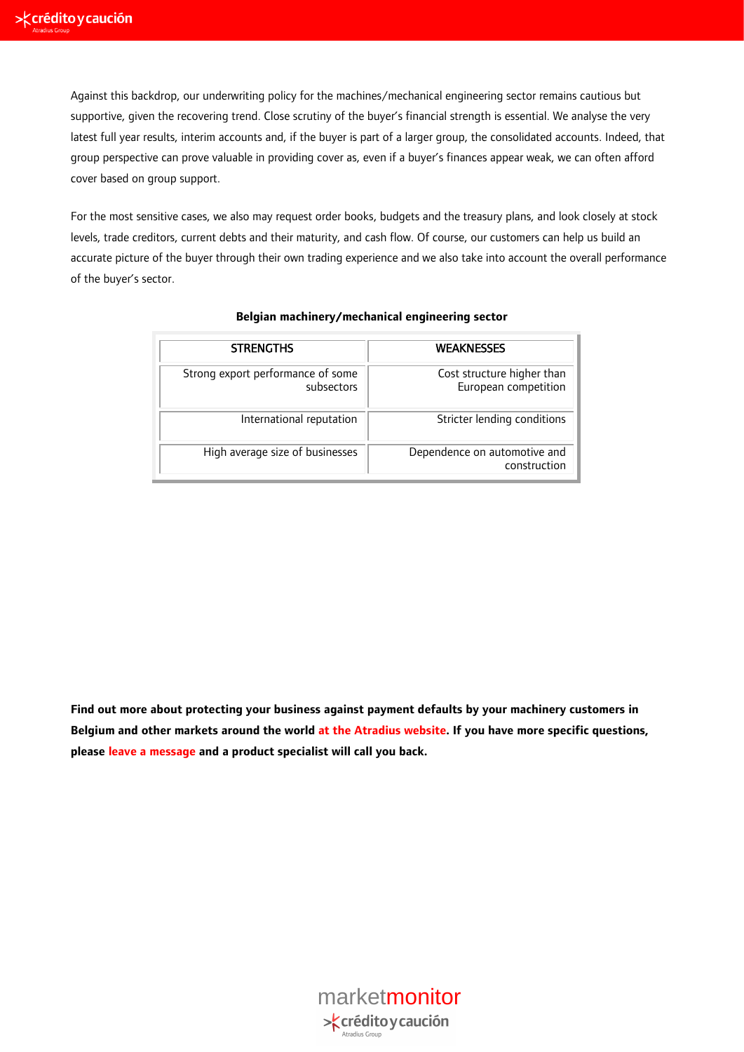Against this backdrop, our underwriting policy for the machines/mechanical engineering sector remains cautious but supportive, given the recovering trend. Close scrutiny of the buyer's financial strength is essential. We analyse the very latest full year results, interim accounts and, if the buyer is part of a larger group, the consolidated accounts. Indeed, that group perspective can prove valuable in providing cover as, even if a buyer's finances appear weak, we can often afford cover based on group support.

For the most sensitive cases, we also may request order books, budgets and the treasury plans, and look closely at stock levels, trade creditors, current debts and their maturity, and cash flow. Of course, our customers can help us build an accurate picture of the buyer through their own trading experience and we also take into account the overall performance of the buyer's sector.

**Belgian machinery/mechanical engineering sector**

| STRENGTHS | WEAKNESSES |
|---|---|
| Strong export performance of some subsectors | Cost structure higher than European competition |
| International reputation | Stricter lending conditions |
| High average size of businesses | Dependence on automotive and construction |

**Find out more about protecting your business against payment defaults by your machinery customers in Belgium and other markets around the world at the Atradius website. If you have more specific questions, please leave a message and a product specialist will call you back.**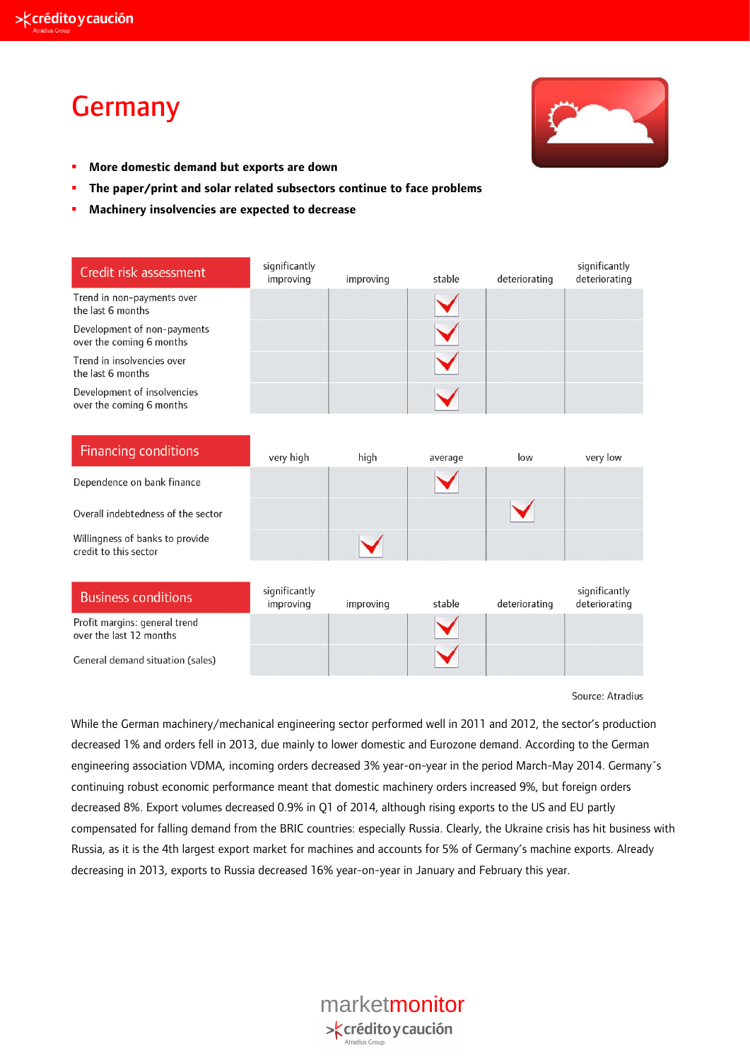# Germany

- **More domestic demand but exports are down**
- **The paper/print and solar related subsectors continue to face problems**
- **Machinery insolvencies are expected to decrease**

| Credit risk assessment | significantly improving | improving | stable | deteriorating | significantly deteriorating |
|---|---|---|---|---|---|
| Trend in non-payments over the last 6 months | | | ✓ | | |
| Development of non-payments over the coming 6 months | | | ✓ | | |
| Trend in insolvencies over the last 6 months | | | ✓ | | |
| Development of insolvencies over the coming 6 months | | | ✓ | | |

| Financing conditions | very high | high | average | low | very low |
|---|---|---|---|---|---|
| Dependence on bank finance | | | ✓ | | |
| Overall indebtedness of the sector | | | | ✓ | |
| Willingness of banks to provide credit to this sector | | ✓ | | | |

| Business conditions | significantly improving | improving | stable | deteriorating | significantly deteriorating |
|---|---|---|---|---|---|
| Profit margins: general trend over the last 12 months | | | ✓ | | |
| General demand situation (sales) | | | ✓ | | |

Source: Atradius

While the German machinery/mechanical engineering sector performed well in 2011 and 2012, the sector's production decreased 1% and orders fell in 2013, due mainly to lower domestic and Eurozone demand. According to the German engineering association VDMA, incoming orders decreased 3% year-on-year in the period March-May 2014. Germany´s continuing robust economic performance meant that domestic machinery orders increased 9%, but foreign orders decreased 8%. Export volumes decreased 0.9% in Q1 of 2014, although rising exports to the US and EU partly compensated for falling demand from the BRIC countries: especially Russia. Clearly, the Ukraine crisis has hit business with Russia, as it is the 4th largest export market for machines and accounts for 5% of Germany's machine exports. Already decreasing in 2013, exports to Russia decreased 16% year-on-year in January and February this year.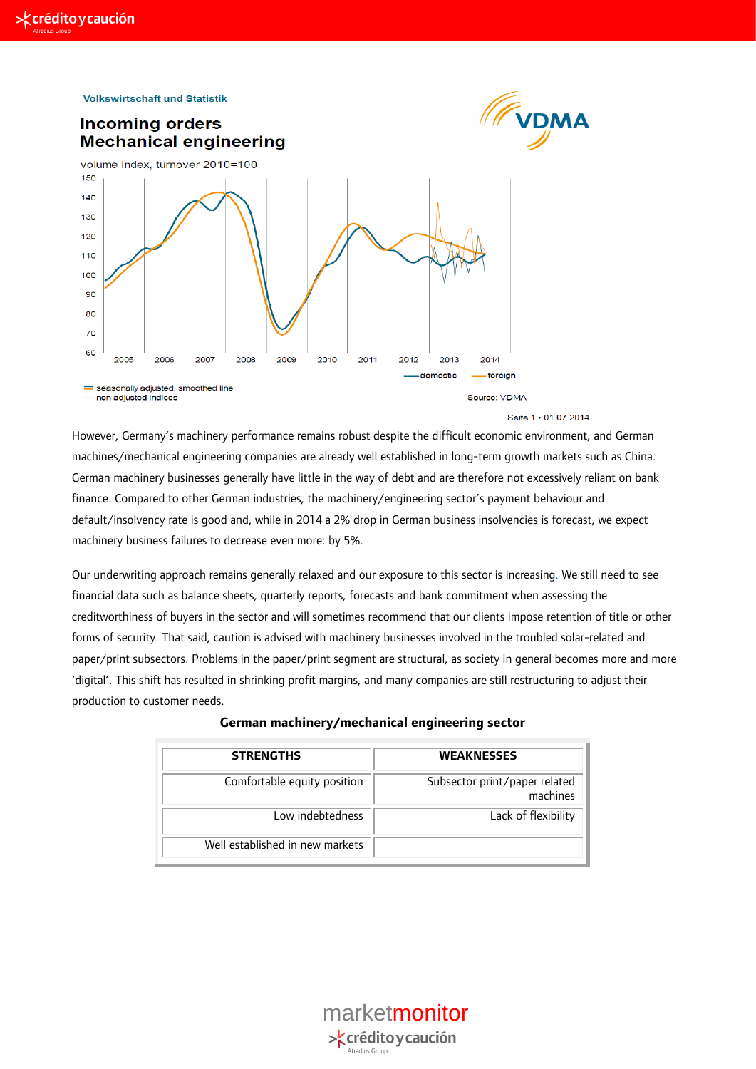Volkswirtschaft und Statistik

**Incoming orders Mechanical engineering**

volume index, turnover 2010=100

domestic — foreign

seasonally adjusted, smoothed line
non-adjusted indices

Source: VDMA

Seite 1 • 01.07.2014

However, Germany's machinery performance remains robust despite the difficult economic environment, and German machines/mechanical engineering companies are already well established in long-term growth markets such as China. German machinery businesses generally have little in the way of debt and are therefore not excessively reliant on bank finance. Compared to other German industries, the machinery/engineering sector's payment behaviour and default/insolvency rate is good and, while in 2014 a 2% drop in German business insolvencies is forecast, we expect machinery business failures to decrease even more: by 5%.

Our underwriting approach remains generally relaxed and our exposure to this sector is increasing. We still need to see financial data such as balance sheets, quarterly reports, forecasts and bank commitment when assessing the creditworthiness of buyers in the sector and will sometimes recommend that our clients impose retention of title or other forms of security. That said, caution is advised with machinery businesses involved in the troubled solar-related and paper/print subsectors. Problems in the paper/print segment are structural, as society in general becomes more and more 'digital'. This shift has resulted in shrinking profit margins, and many companies are still restructuring to adjust their production to customer needs.

**German machinery/mechanical engineering sector**

| STRENGTHS | WEAKNESSES |
|---|---|
| Comfortable equity position | Subsector print/paper related machines |
| Low indebtedness | Lack of flexibility |
| Well established in new markets | |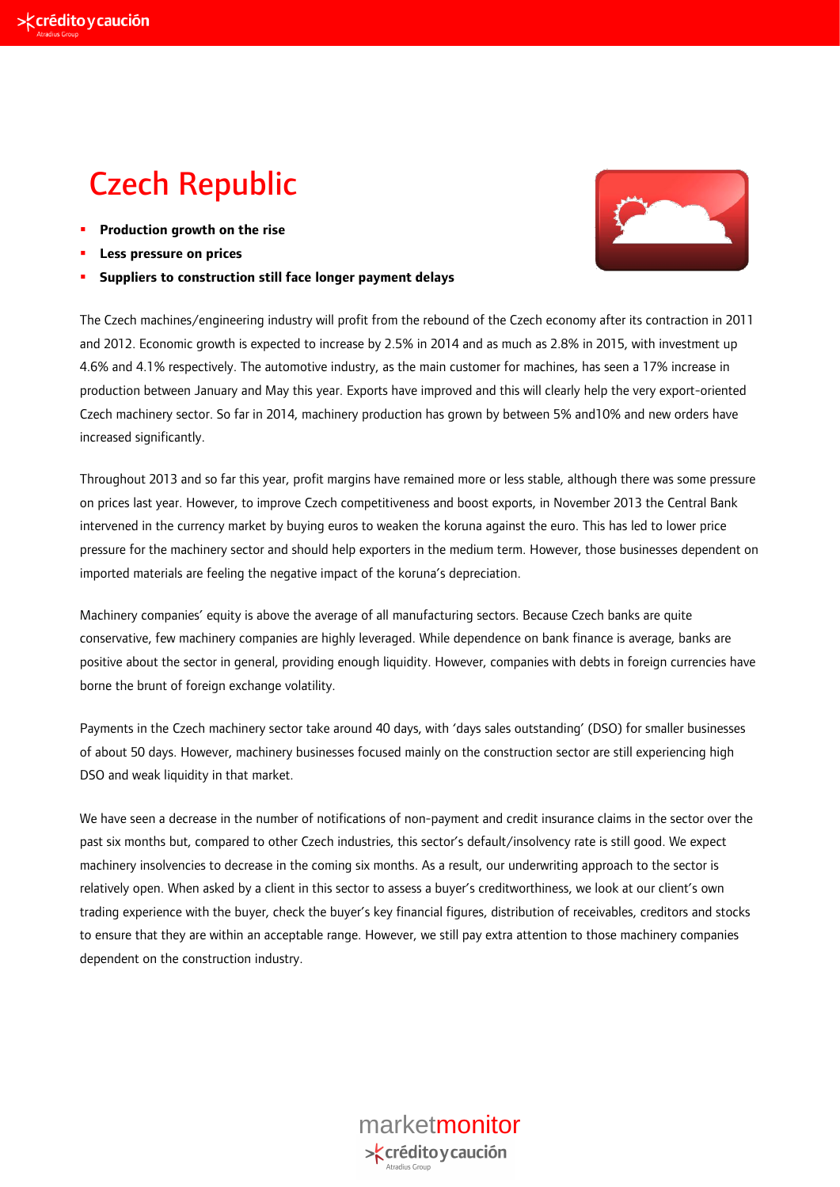# Czech Republic

- **Production growth on the rise**
- **Less pressure on prices**
- **Suppliers to construction still face longer payment delays**

The Czech machines/engineering industry will profit from the rebound of the Czech economy after its contraction in 2011 and 2012. Economic growth is expected to increase by 2.5% in 2014 and as much as 2.8% in 2015, with investment up 4.6% and 4.1% respectively. The automotive industry, as the main customer for machines, has seen a 17% increase in production between January and May this year. Exports have improved and this will clearly help the very export-oriented Czech machinery sector. So far in 2014, machinery production has grown by between 5% and10% and new orders have increased significantly.

Throughout 2013 and so far this year, profit margins have remained more or less stable, although there was some pressure on prices last year. However, to improve Czech competitiveness and boost exports, in November 2013 the Central Bank intervened in the currency market by buying euros to weaken the koruna against the euro. This has led to lower price pressure for the machinery sector and should help exporters in the medium term. However, those businesses dependent on imported materials are feeling the negative impact of the koruna's depreciation.

Machinery companies' equity is above the average of all manufacturing sectors. Because Czech banks are quite conservative, few machinery companies are highly leveraged. While dependence on bank finance is average, banks are positive about the sector in general, providing enough liquidity. However, companies with debts in foreign currencies have borne the brunt of foreign exchange volatility.

Payments in the Czech machinery sector take around 40 days, with 'days sales outstanding' (DSO) for smaller businesses of about 50 days. However, machinery businesses focused mainly on the construction sector are still experiencing high DSO and weak liquidity in that market.

We have seen a decrease in the number of notifications of non-payment and credit insurance claims in the sector over the past six months but, compared to other Czech industries, this sector's default/insolvency rate is still good. We expect machinery insolvencies to decrease in the coming six months. As a result, our underwriting approach to the sector is relatively open. When asked by a client in this sector to assess a buyer's creditworthiness, we look at our client's own trading experience with the buyer, check the buyer's key financial figures, distribution of receivables, creditors and stocks to ensure that they are within an acceptable range. However, we still pay extra attention to those machinery companies dependent on the construction industry.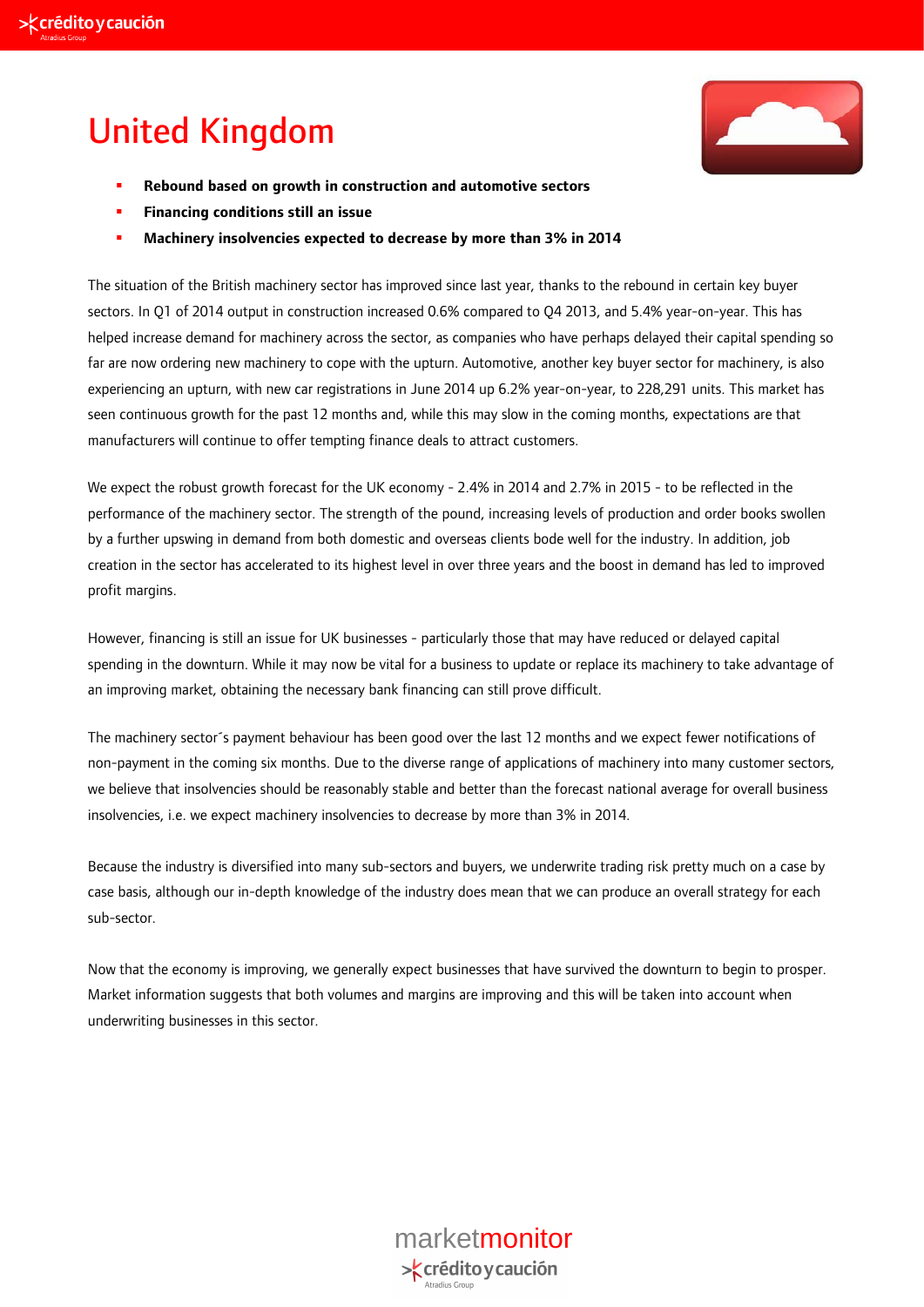# United Kingdom

- **Rebound based on growth in construction and automotive sectors**
- **Financing conditions still an issue**
- **Machinery insolvencies expected to decrease by more than 3% in 2014**

The situation of the British machinery sector has improved since last year, thanks to the rebound in certain key buyer sectors. In Q1 of 2014 output in construction increased 0.6% compared to Q4 2013, and 5.4% year-on-year. This has helped increase demand for machinery across the sector, as companies who have perhaps delayed their capital spending so far are now ordering new machinery to cope with the upturn. Automotive, another key buyer sector for machinery, is also experiencing an upturn, with new car registrations in June 2014 up 6.2% year-on-year, to 228,291 units. This market has seen continuous growth for the past 12 months and, while this may slow in the coming months, expectations are that manufacturers will continue to offer tempting finance deals to attract customers.

We expect the robust growth forecast for the UK economy - 2.4% in 2014 and 2.7% in 2015 - to be reflected in the performance of the machinery sector. The strength of the pound, increasing levels of production and order books swollen by a further upswing in demand from both domestic and overseas clients bode well for the industry. In addition, job creation in the sector has accelerated to its highest level in over three years and the boost in demand has led to improved profit margins.

However, financing is still an issue for UK businesses - particularly those that may have reduced or delayed capital spending in the downturn. While it may now be vital for a business to update or replace its machinery to take advantage of an improving market, obtaining the necessary bank financing can still prove difficult.

The machinery sector´s payment behaviour has been good over the last 12 months and we expect fewer notifications of non-payment in the coming six months. Due to the diverse range of applications of machinery into many customer sectors, we believe that insolvencies should be reasonably stable and better than the forecast national average for overall business insolvencies, i.e. we expect machinery insolvencies to decrease by more than 3% in 2014.

Because the industry is diversified into many sub-sectors and buyers, we underwrite trading risk pretty much on a case by case basis, although our in-depth knowledge of the industry does mean that we can produce an overall strategy for each sub-sector.

Now that the economy is improving, we generally expect businesses that have survived the downturn to begin to prosper. Market information suggests that both volumes and margins are improving and this will be taken into account when underwriting businesses in this sector.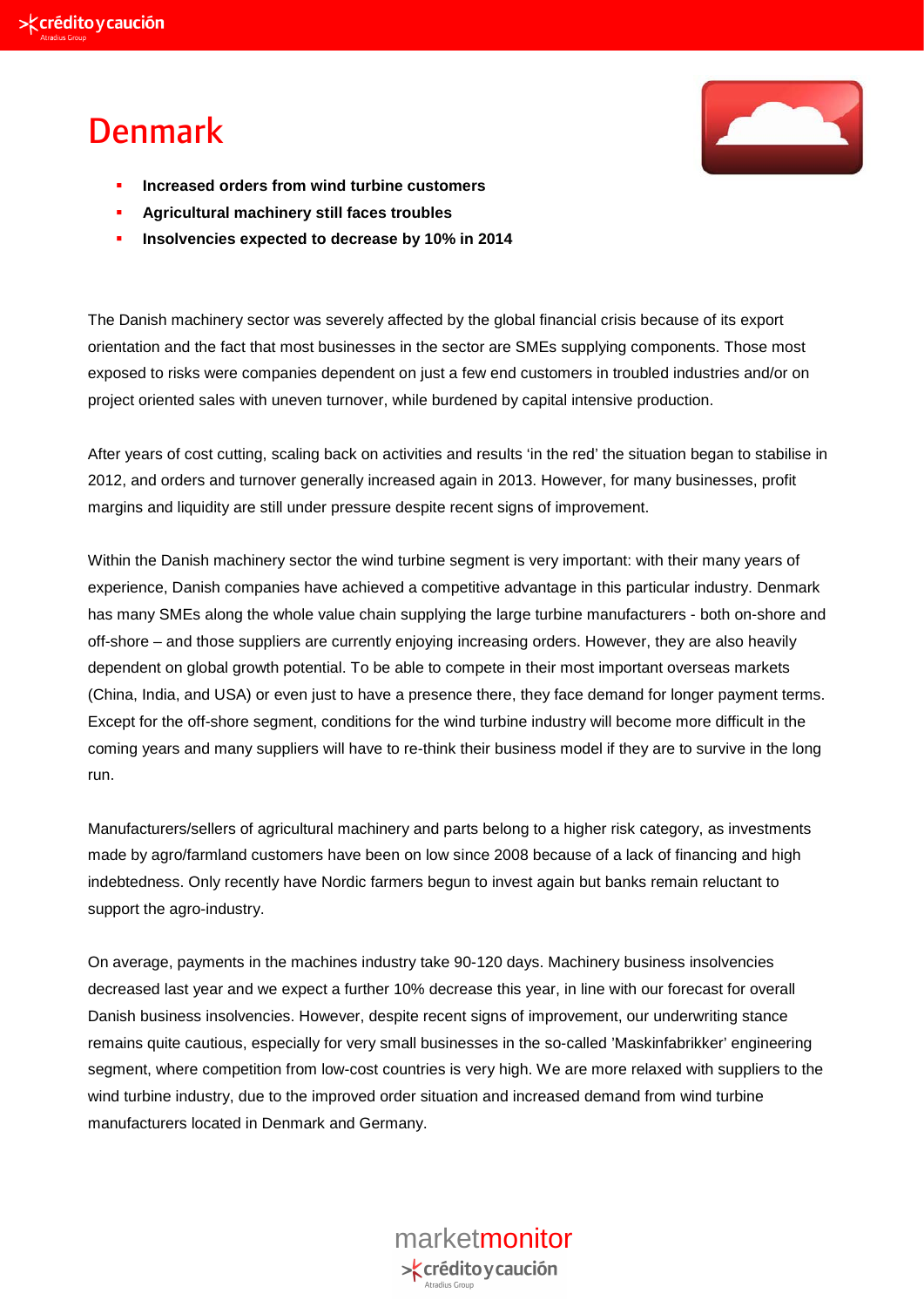# Denmark

- **Increased orders from wind turbine customers**
- **Agricultural machinery still faces troubles**
- **Insolvencies expected to decrease by 10% in 2014**

The Danish machinery sector was severely affected by the global financial crisis because of its export orientation and the fact that most businesses in the sector are SMEs supplying components. Those most exposed to risks were companies dependent on just a few end customers in troubled industries and/or on project oriented sales with uneven turnover, while burdened by capital intensive production.

After years of cost cutting, scaling back on activities and results 'in the red' the situation began to stabilise in 2012, and orders and turnover generally increased again in 2013. However, for many businesses, profit margins and liquidity are still under pressure despite recent signs of improvement.

Within the Danish machinery sector the wind turbine segment is very important: with their many years of experience, Danish companies have achieved a competitive advantage in this particular industry. Denmark has many SMEs along the whole value chain supplying the large turbine manufacturers - both on-shore and off-shore – and those suppliers are currently enjoying increasing orders. However, they are also heavily dependent on global growth potential. To be able to compete in their most important overseas markets (China, India, and USA) or even just to have a presence there, they face demand for longer payment terms. Except for the off-shore segment, conditions for the wind turbine industry will become more difficult in the coming years and many suppliers will have to re-think their business model if they are to survive in the long run.

Manufacturers/sellers of agricultural machinery and parts belong to a higher risk category, as investments made by agro/farmland customers have been on low since 2008 because of a lack of financing and high indebtedness. Only recently have Nordic farmers begun to invest again but banks remain reluctant to support the agro-industry.

On average, payments in the machines industry take 90-120 days. Machinery business insolvencies decreased last year and we expect a further 10% decrease this year, in line with our forecast for overall Danish business insolvencies. However, despite recent signs of improvement, our underwriting stance remains quite cautious, especially for very small businesses in the so-called 'Maskinfabrikker' engineering segment, where competition from low-cost countries is very high. We are more relaxed with suppliers to the wind turbine industry, due to the improved order situation and increased demand from wind turbine manufacturers located in Denmark and Germany.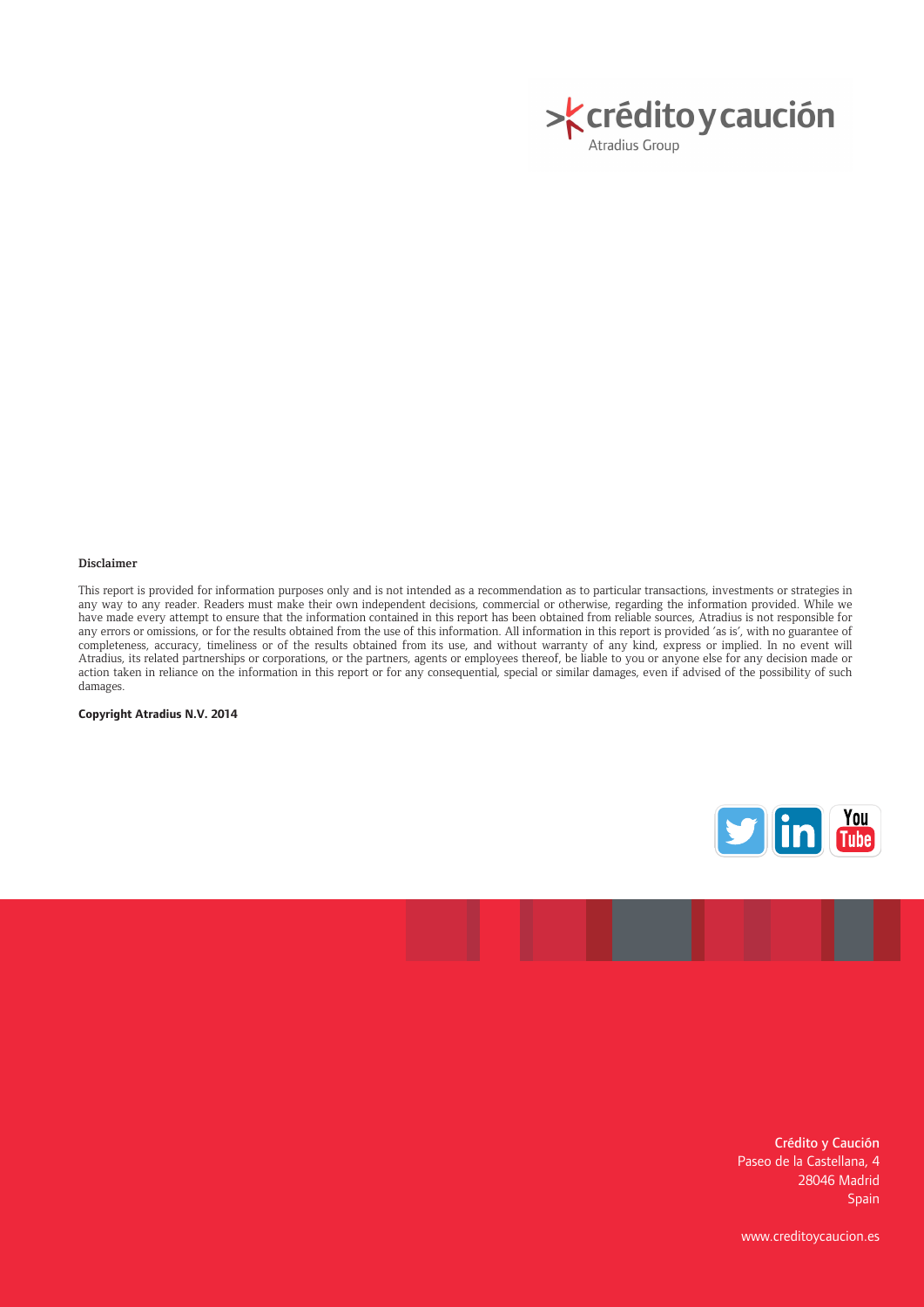**Disclaimer**

This report is provided for information purposes only and is not intended as a recommendation as to particular transactions, investments or strategies in any way to any reader. Readers must make their own independent decisions, commercial or otherwise, regarding the information provided. While we have made every attempt to ensure that the information contained in this report has been obtained from reliable sources, Atradius is not responsible for any errors or omissions, or for the results obtained from the use of this information. All information in this report is provided 'as is', with no guarantee of completeness, accuracy, timeliness or of the results obtained from its use, and without warranty of any kind, express or implied. In no event will Atradius, its related partnerships or corporations, or the partners, agents or employees thereof, be liable to you or anyone else for any decision made or action taken in reliance on the information in this report or for any consequential, special or similar damages, even if advised of the possibility of such damages.

**Copyright Atradius N.V. 2014**

Crédito y Caución
Paseo de la Castellana, 4
28046 Madrid
Spain

www.creditoycaucion.es